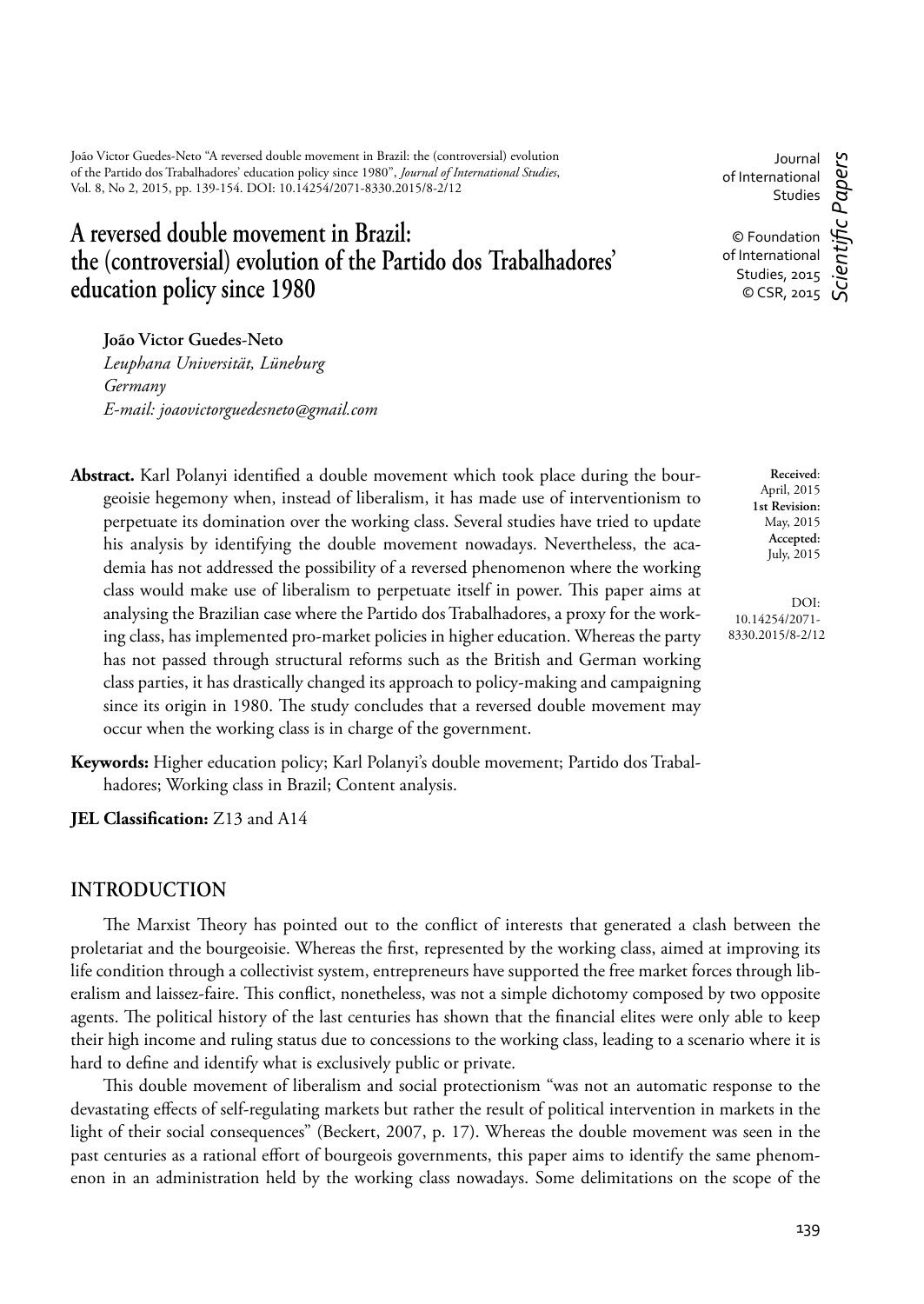João Victor Guedes-Neto "A reversed double movement in Brazil: the (controversial) evolution of the Partido dos Trabalhadores' education policy since 1980", *Journal of International Studies*, Vol. 8, No 2, 2015, pp. 139-154. DOI: 10.14254/2071-8330.2015/8-2/12

Journal of International Studies

© Foundation of International Studies, 2015
© CSR, 2015

*Scientific Papers*

# A reversed double movement in Brazil: the (controversial) evolution of the Partido dos Trabalhadores' education policy since 1980

**João Victor Guedes-Neto**
*Leuphana Universität, Lüneburg*
*Germany*
*E-mail: joaovictorguedesneto@gmail.com*

**Received**: April, 2015
**1st Revision:** May, 2015
**Accepted:** July, 2015

DOI: 10.14254/2071-8330.2015/8-2/12

**Abstract.** Karl Polanyi identified a double movement which took place during the bourgeoisie hegemony when, instead of liberalism, it has made use of interventionism to perpetuate its domination over the working class. Several studies have tried to update his analysis by identifying the double movement nowadays. Nevertheless, the academia has not addressed the possibility of a reversed phenomenon where the working class would make use of liberalism to perpetuate itself in power. This paper aims at analysing the Brazilian case where the Partido dos Trabalhadores, a proxy for the working class, has implemented pro-market policies in higher education. Whereas the party has not passed through structural reforms such as the British and German working class parties, it has drastically changed its approach to policy-making and campaigning since its origin in 1980. The study concludes that a reversed double movement may occur when the working class is in charge of the government.

**Keywords:** Higher education policy; Karl Polanyi's double movement; Partido dos Trabalhadores; Working class in Brazil; Content analysis.

**JEL Classification:** Z13 and A14

## INTRODUCTION

The Marxist Theory has pointed out to the conflict of interests that generated a clash between the proletariat and the bourgeoisie. Whereas the first, represented by the working class, aimed at improving its life condition through a collectivist system, entrepreneurs have supported the free market forces through liberalism and laissez-faire. This conflict, nonetheless, was not a simple dichotomy composed by two opposite agents. The political history of the last centuries has shown that the financial elites were only able to keep their high income and ruling status due to concessions to the working class, leading to a scenario where it is hard to define and identify what is exclusively public or private.

This double movement of liberalism and social protectionism "was not an automatic response to the devastating effects of self-regulating markets but rather the result of political intervention in markets in the light of their social consequences" (Beckert, 2007, p. 17). Whereas the double movement was seen in the past centuries as a rational effort of bourgeois governments, this paper aims to identify the same phenomenon in an administration held by the working class nowadays. Some delimitations on the scope of the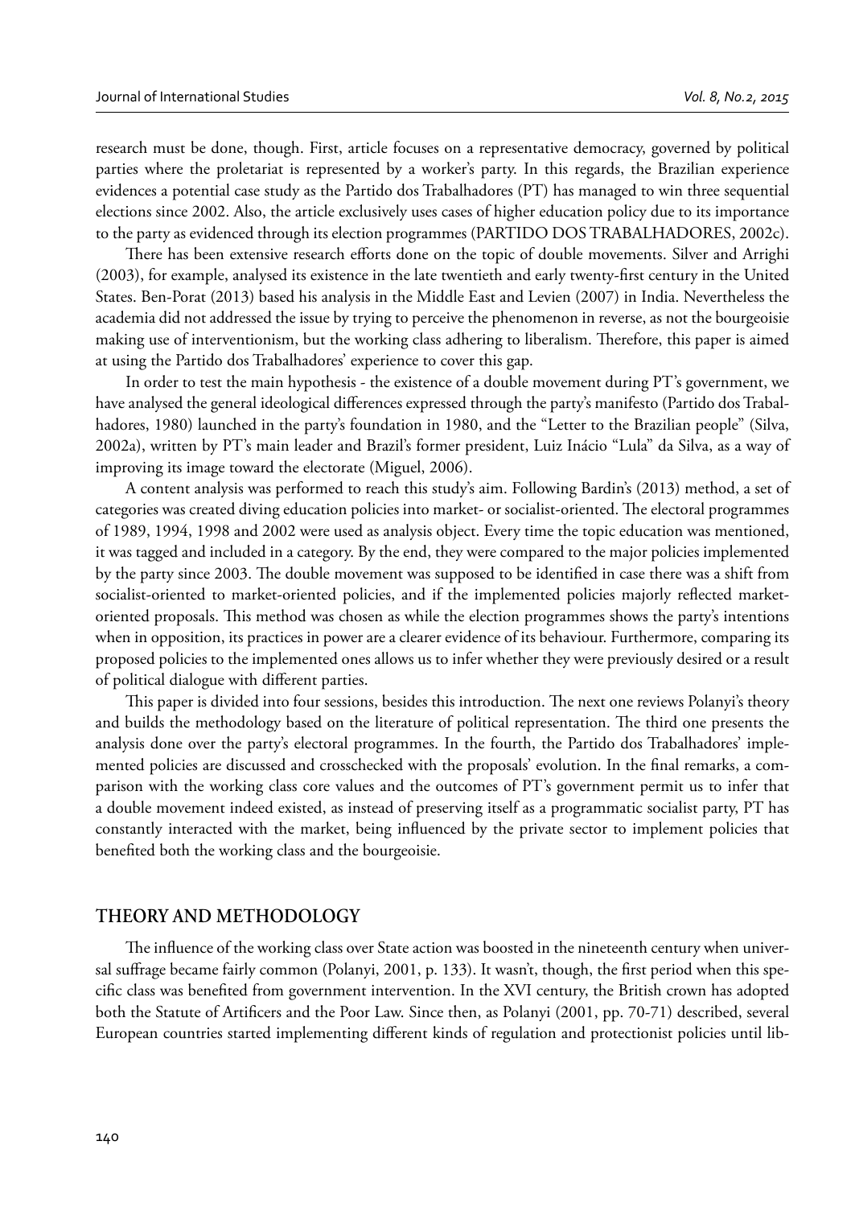research must be done, though. First, article focuses on a representative democracy, governed by political parties where the proletariat is represented by a worker's party. In this regards, the Brazilian experience evidences a potential case study as the Partido dos Trabalhadores (PT) has managed to win three sequential elections since 2002. Also, the article exclusively uses cases of higher education policy due to its importance to the party as evidenced through its election programmes (PARTIDO DOS TRABALHADORES, 2002c).

There has been extensive research efforts done on the topic of double movements. Silver and Arrighi (2003), for example, analysed its existence in the late twentieth and early twenty-first century in the United States. Ben-Porat (2013) based his analysis in the Middle East and Levien (2007) in India. Nevertheless the academia did not addressed the issue by trying to perceive the phenomenon in reverse, as not the bourgeoisie making use of interventionism, but the working class adhering to liberalism. Therefore, this paper is aimed at using the Partido dos Trabalhadores' experience to cover this gap.

In order to test the main hypothesis - the existence of a double movement during PT's government, we have analysed the general ideological differences expressed through the party's manifesto (Partido dos Trabalhadores, 1980) launched in the party's foundation in 1980, and the "Letter to the Brazilian people" (Silva, 2002a), written by PT's main leader and Brazil's former president, Luiz Inácio "Lula" da Silva, as a way of improving its image toward the electorate (Miguel, 2006).

A content analysis was performed to reach this study's aim. Following Bardin's (2013) method, a set of categories was created diving education policies into market- or socialist-oriented. The electoral programmes of 1989, 1994, 1998 and 2002 were used as analysis object. Every time the topic education was mentioned, it was tagged and included in a category. By the end, they were compared to the major policies implemented by the party since 2003. The double movement was supposed to be identified in case there was a shift from socialist-oriented to market-oriented policies, and if the implemented policies majorly reflected market-oriented proposals. This method was chosen as while the election programmes shows the party's intentions when in opposition, its practices in power are a clearer evidence of its behaviour. Furthermore, comparing its proposed policies to the implemented ones allows us to infer whether they were previously desired or a result of political dialogue with different parties.

This paper is divided into four sessions, besides this introduction. The next one reviews Polanyi's theory and builds the methodology based on the literature of political representation. The third one presents the analysis done over the party's electoral programmes. In the fourth, the Partido dos Trabalhadores' implemented policies are discussed and crosschecked with the proposals' evolution. In the final remarks, a comparison with the working class core values and the outcomes of PT's government permit us to infer that a double movement indeed existed, as instead of preserving itself as a programmatic socialist party, PT has constantly interacted with the market, being influenced by the private sector to implement policies that benefited both the working class and the bourgeoisie.

## THEORY AND METHODOLOGY

The influence of the working class over State action was boosted in the nineteenth century when universal suffrage became fairly common (Polanyi, 2001, p. 133). It wasn't, though, the first period when this specific class was benefited from government intervention. In the XVI century, the British crown has adopted both the Statute of Artificers and the Poor Law. Since then, as Polanyi (2001, pp. 70-71) described, several European countries started implementing different kinds of regulation and protectionist policies until lib-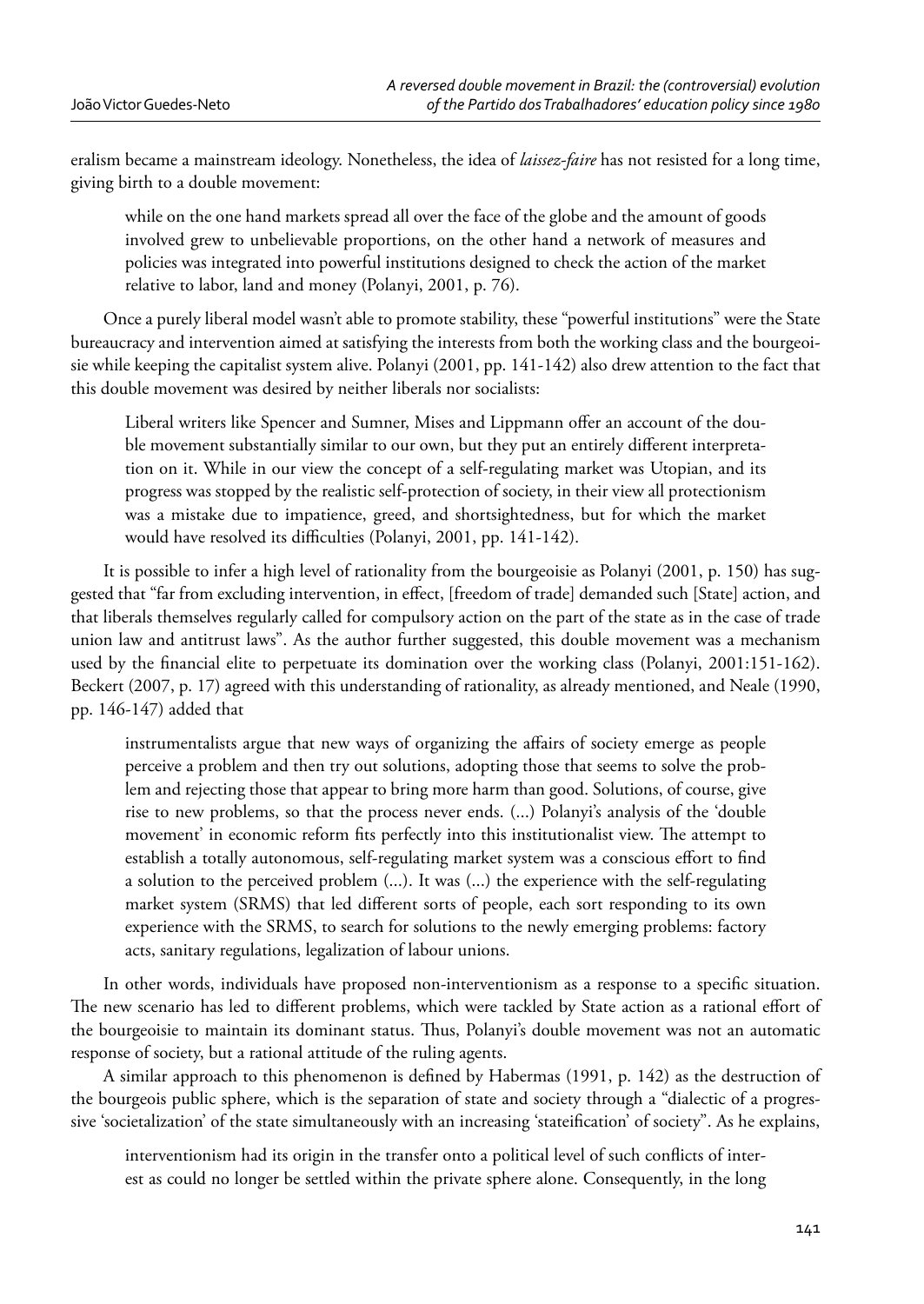eralism became a mainstream ideology. Nonetheless, the idea of *laissez-faire* has not resisted for a long time, giving birth to a double movement:

> while on the one hand markets spread all over the face of the globe and the amount of goods involved grew to unbelievable proportions, on the other hand a network of measures and policies was integrated into powerful institutions designed to check the action of the market relative to labor, land and money (Polanyi, 2001, p. 76).

Once a purely liberal model wasn't able to promote stability, these "powerful institutions" were the State bureaucracy and intervention aimed at satisfying the interests from both the working class and the bourgeoisie while keeping the capitalist system alive. Polanyi (2001, pp. 141-142) also drew attention to the fact that this double movement was desired by neither liberals nor socialists:

> Liberal writers like Spencer and Sumner, Mises and Lippmann offer an account of the double movement substantially similar to our own, but they put an entirely different interpretation on it. While in our view the concept of a self-regulating market was Utopian, and its progress was stopped by the realistic self-protection of society, in their view all protectionism was a mistake due to impatience, greed, and shortsightedness, but for which the market would have resolved its difficulties (Polanyi, 2001, pp. 141-142).

It is possible to infer a high level of rationality from the bourgeoisie as Polanyi (2001, p. 150) has suggested that "far from excluding intervention, in effect, [freedom of trade] demanded such [State] action, and that liberals themselves regularly called for compulsory action on the part of the state as in the case of trade union law and antitrust laws". As the author further suggested, this double movement was a mechanism used by the financial elite to perpetuate its domination over the working class (Polanyi, 2001:151-162). Beckert (2007, p. 17) agreed with this understanding of rationality, as already mentioned, and Neale (1990, pp. 146-147) added that

> instrumentalists argue that new ways of organizing the affairs of society emerge as people perceive a problem and then try out solutions, adopting those that seems to solve the problem and rejecting those that appear to bring more harm than good. Solutions, of course, give rise to new problems, so that the process never ends. (...) Polanyi's analysis of the 'double movement' in economic reform fits perfectly into this institutionalist view. The attempt to establish a totally autonomous, self-regulating market system was a conscious effort to find a solution to the perceived problem (...). It was (...) the experience with the self-regulating market system (SRMS) that led different sorts of people, each sort responding to its own experience with the SRMS, to search for solutions to the newly emerging problems: factory acts, sanitary regulations, legalization of labour unions.

In other words, individuals have proposed non-interventionism as a response to a specific situation. The new scenario has led to different problems, which were tackled by State action as a rational effort of the bourgeoisie to maintain its dominant status. Thus, Polanyi's double movement was not an automatic response of society, but a rational attitude of the ruling agents.

A similar approach to this phenomenon is defined by Habermas (1991, p. 142) as the destruction of the bourgeois public sphere, which is the separation of state and society through a "dialectic of a progressive 'societalization' of the state simultaneously with an increasing 'stateification' of society". As he explains,

> interventionism had its origin in the transfer onto a political level of such conflicts of interest as could no longer be settled within the private sphere alone. Consequently, in the long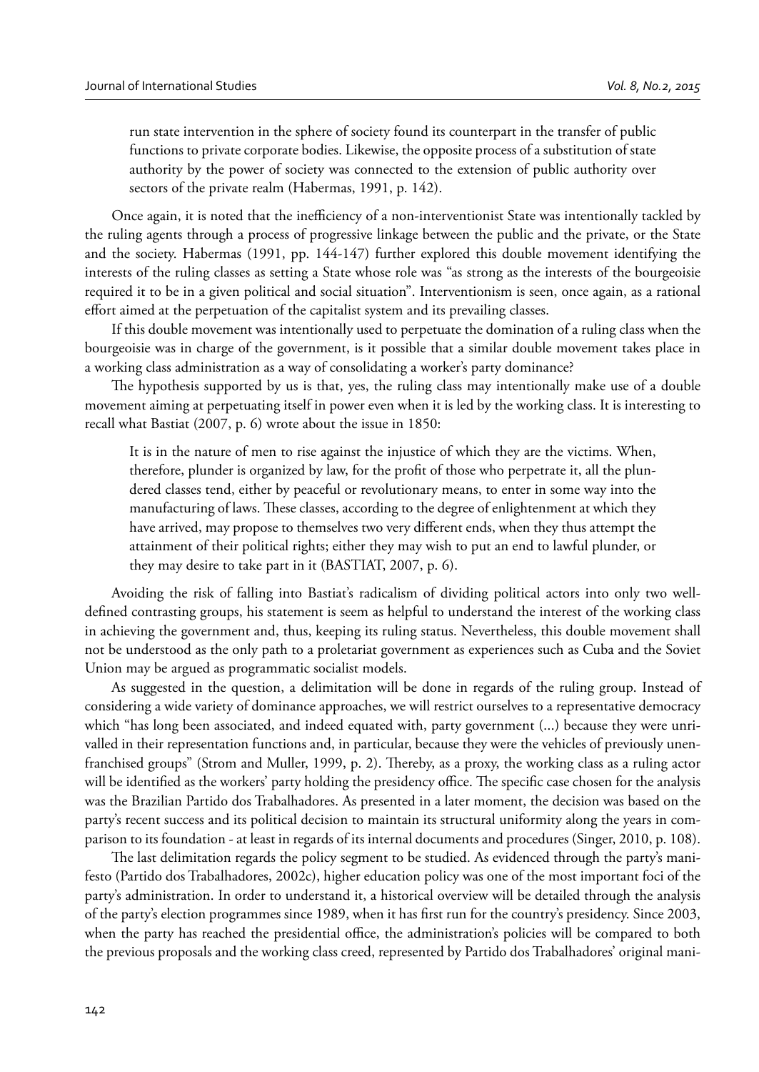run state intervention in the sphere of society found its counterpart in the transfer of public functions to private corporate bodies. Likewise, the opposite process of a substitution of state authority by the power of society was connected to the extension of public authority over sectors of the private realm (Habermas, 1991, p. 142).

Once again, it is noted that the inefficiency of a non-interventionist State was intentionally tackled by the ruling agents through a process of progressive linkage between the public and the private, or the State and the society. Habermas (1991, pp. 144-147) further explored this double movement identifying the interests of the ruling classes as setting a State whose role was "as strong as the interests of the bourgeoisie required it to be in a given political and social situation". Interventionism is seen, once again, as a rational effort aimed at the perpetuation of the capitalist system and its prevailing classes.

If this double movement was intentionally used to perpetuate the domination of a ruling class when the bourgeoisie was in charge of the government, is it possible that a similar double movement takes place in a working class administration as a way of consolidating a worker's party dominance?

The hypothesis supported by us is that, yes, the ruling class may intentionally make use of a double movement aiming at perpetuating itself in power even when it is led by the working class. It is interesting to recall what Bastiat (2007, p. 6) wrote about the issue in 1850:

> It is in the nature of men to rise against the injustice of which they are the victims. When, therefore, plunder is organized by law, for the profit of those who perpetrate it, all the plundered classes tend, either by peaceful or revolutionary means, to enter in some way into the manufacturing of laws. These classes, according to the degree of enlightenment at which they have arrived, may propose to themselves two very different ends, when they thus attempt the attainment of their political rights; either they may wish to put an end to lawful plunder, or they may desire to take part in it (BASTIAT, 2007, p. 6).

Avoiding the risk of falling into Bastiat's radicalism of dividing political actors into only two well-defined contrasting groups, his statement is seem as helpful to understand the interest of the working class in achieving the government and, thus, keeping its ruling status. Nevertheless, this double movement shall not be understood as the only path to a proletariat government as experiences such as Cuba and the Soviet Union may be argued as programmatic socialist models.

As suggested in the question, a delimitation will be done in regards of the ruling group. Instead of considering a wide variety of dominance approaches, we will restrict ourselves to a representative democracy which "has long been associated, and indeed equated with, party government (...) because they were unrivalled in their representation functions and, in particular, because they were the vehicles of previously unenfranchised groups" (Strom and Muller, 1999, p. 2). Thereby, as a proxy, the working class as a ruling actor will be identified as the workers' party holding the presidency office. The specific case chosen for the analysis was the Brazilian Partido dos Trabalhadores. As presented in a later moment, the decision was based on the party's recent success and its political decision to maintain its structural uniformity along the years in comparison to its foundation - at least in regards of its internal documents and procedures (Singer, 2010, p. 108).

The last delimitation regards the policy segment to be studied. As evidenced through the party's manifesto (Partido dos Trabalhadores, 2002c), higher education policy was one of the most important foci of the party's administration. In order to understand it, a historical overview will be detailed through the analysis of the party's election programmes since 1989, when it has first run for the country's presidency. Since 2003, when the party has reached the presidential office, the administration's policies will be compared to both the previous proposals and the working class creed, represented by Partido dos Trabalhadores' original mani-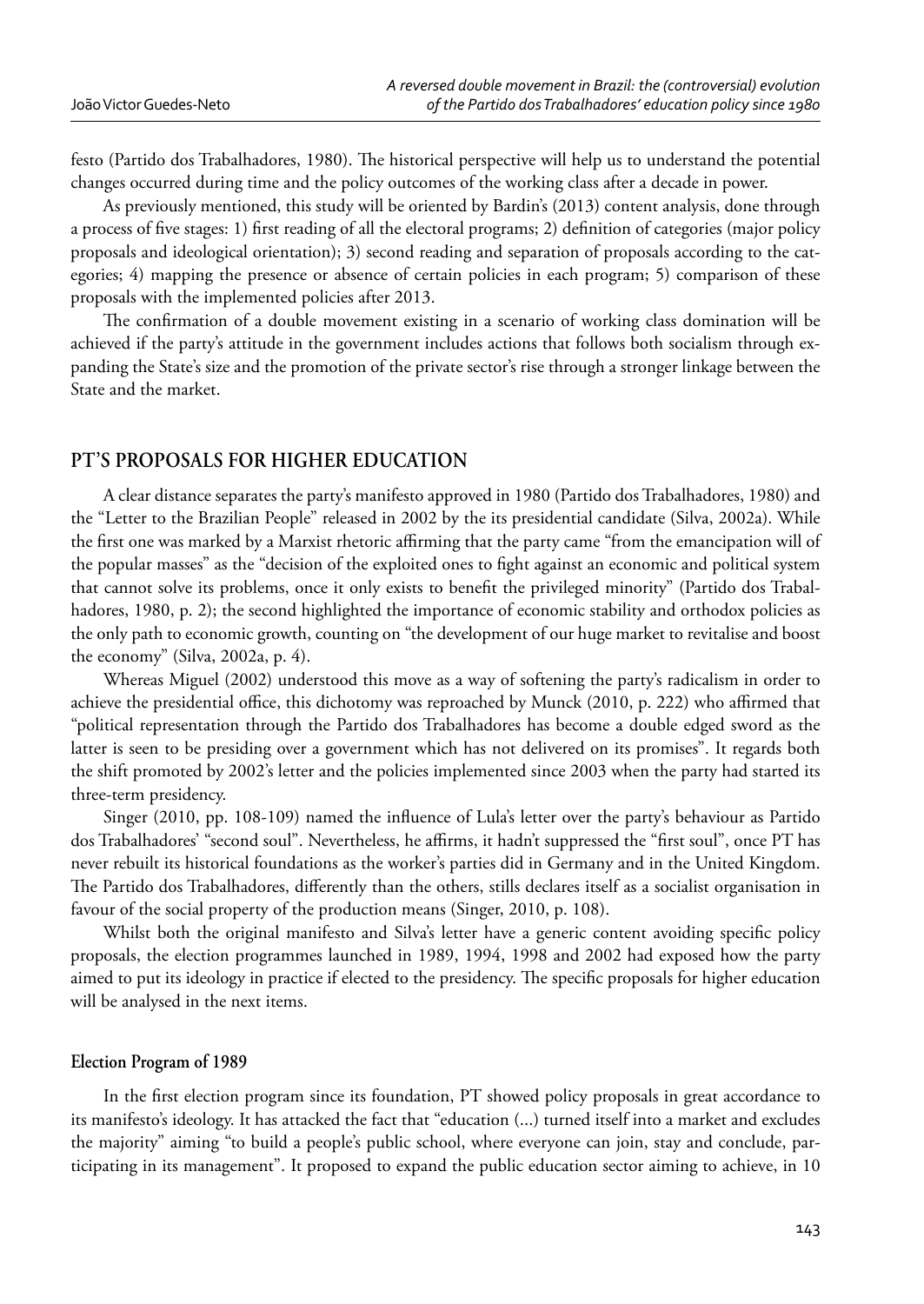festo (Partido dos Trabalhadores, 1980). The historical perspective will help us to understand the potential changes occurred during time and the policy outcomes of the working class after a decade in power.

As previously mentioned, this study will be oriented by Bardin's (2013) content analysis, done through a process of five stages: 1) first reading of all the electoral programs; 2) definition of categories (major policy proposals and ideological orientation); 3) second reading and separation of proposals according to the categories; 4) mapping the presence or absence of certain policies in each program; 5) comparison of these proposals with the implemented policies after 2013.

The confirmation of a double movement existing in a scenario of working class domination will be achieved if the party's attitude in the government includes actions that follows both socialism through expanding the State's size and the promotion of the private sector's rise through a stronger linkage between the State and the market.

## PT'S PROPOSALS FOR HIGHER EDUCATION

A clear distance separates the party's manifesto approved in 1980 (Partido dos Trabalhadores, 1980) and the "Letter to the Brazilian People" released in 2002 by the its presidential candidate (Silva, 2002a). While the first one was marked by a Marxist rhetoric affirming that the party came "from the emancipation will of the popular masses" as the "decision of the exploited ones to fight against an economic and political system that cannot solve its problems, once it only exists to benefit the privileged minority" (Partido dos Trabalhadores, 1980, p. 2); the second highlighted the importance of economic stability and orthodox policies as the only path to economic growth, counting on "the development of our huge market to revitalise and boost the economy" (Silva, 2002a, p. 4).

Whereas Miguel (2002) understood this move as a way of softening the party's radicalism in order to achieve the presidential office, this dichotomy was reproached by Munck (2010, p. 222) who affirmed that "political representation through the Partido dos Trabalhadores has become a double edged sword as the latter is seen to be presiding over a government which has not delivered on its promises". It regards both the shift promoted by 2002's letter and the policies implemented since 2003 when the party had started its three-term presidency.

Singer (2010, pp. 108-109) named the influence of Lula's letter over the party's behaviour as Partido dos Trabalhadores' "second soul". Nevertheless, he affirms, it hadn't suppressed the "first soul", once PT has never rebuilt its historical foundations as the worker's parties did in Germany and in the United Kingdom. The Partido dos Trabalhadores, differently than the others, stills declares itself as a socialist organisation in favour of the social property of the production means (Singer, 2010, p. 108).

Whilst both the original manifesto and Silva's letter have a generic content avoiding specific policy proposals, the election programmes launched in 1989, 1994, 1998 and 2002 had exposed how the party aimed to put its ideology in practice if elected to the presidency. The specific proposals for higher education will be analysed in the next items.

### Election Program of 1989

In the first election program since its foundation, PT showed policy proposals in great accordance to its manifesto's ideology. It has attacked the fact that "education (...) turned itself into a market and excludes the majority" aiming "to build a people's public school, where everyone can join, stay and conclude, participating in its management". It proposed to expand the public education sector aiming to achieve, in 10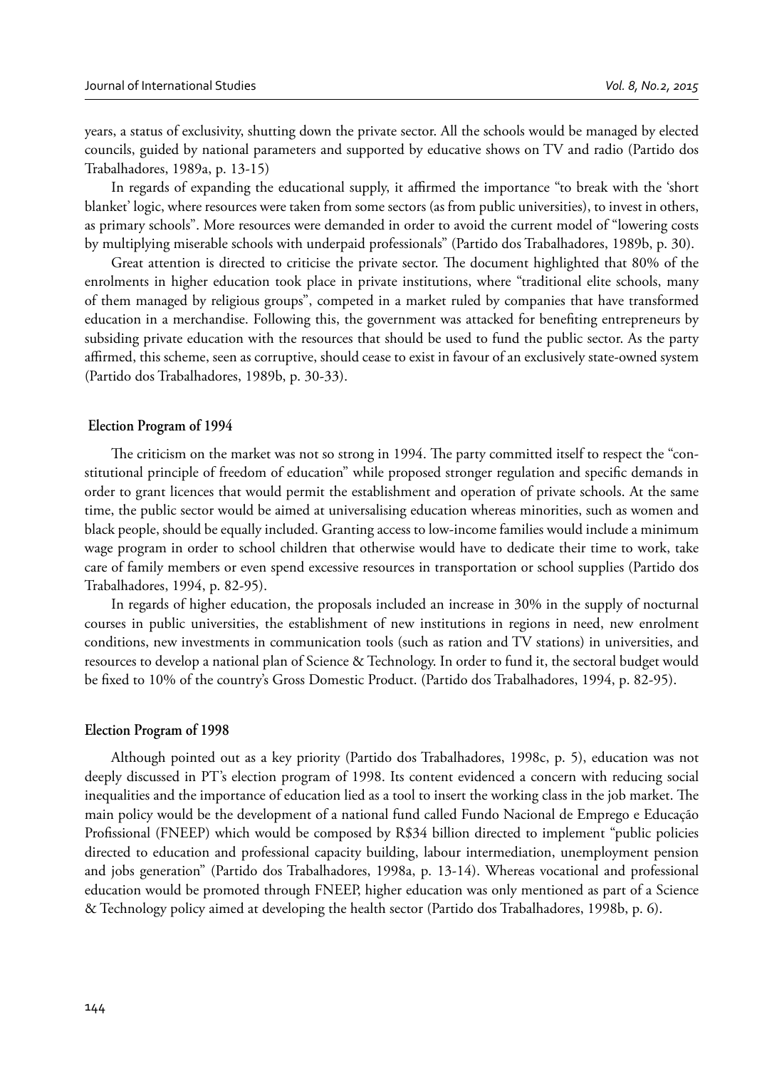years, a status of exclusivity, shutting down the private sector. All the schools would be managed by elected councils, guided by national parameters and supported by educative shows on TV and radio (Partido dos Trabalhadores, 1989a, p. 13-15)

In regards of expanding the educational supply, it affirmed the importance "to break with the 'short blanket' logic, where resources were taken from some sectors (as from public universities), to invest in others, as primary schools". More resources were demanded in order to avoid the current model of "lowering costs by multiplying miserable schools with underpaid professionals" (Partido dos Trabalhadores, 1989b, p. 30).

Great attention is directed to criticise the private sector. The document highlighted that 80% of the enrolments in higher education took place in private institutions, where "traditional elite schools, many of them managed by religious groups", competed in a market ruled by companies that have transformed education in a merchandise. Following this, the government was attacked for benefiting entrepreneurs by subsiding private education with the resources that should be used to fund the public sector. As the party affirmed, this scheme, seen as corruptive, should cease to exist in favour of an exclusively state-owned system (Partido dos Trabalhadores, 1989b, p. 30-33).

### Election Program of 1994

The criticism on the market was not so strong in 1994. The party committed itself to respect the "constitutional principle of freedom of education" while proposed stronger regulation and specific demands in order to grant licences that would permit the establishment and operation of private schools. At the same time, the public sector would be aimed at universalising education whereas minorities, such as women and black people, should be equally included. Granting access to low-income families would include a minimum wage program in order to school children that otherwise would have to dedicate their time to work, take care of family members or even spend excessive resources in transportation or school supplies (Partido dos Trabalhadores, 1994, p. 82-95).

In regards of higher education, the proposals included an increase in 30% in the supply of nocturnal courses in public universities, the establishment of new institutions in regions in need, new enrolment conditions, new investments in communication tools (such as ration and TV stations) in universities, and resources to develop a national plan of Science & Technology. In order to fund it, the sectoral budget would be fixed to 10% of the country's Gross Domestic Product. (Partido dos Trabalhadores, 1994, p. 82-95).

### Election Program of 1998

Although pointed out as a key priority (Partido dos Trabalhadores, 1998c, p. 5), education was not deeply discussed in PT's election program of 1998. Its content evidenced a concern with reducing social inequalities and the importance of education lied as a tool to insert the working class in the job market. The main policy would be the development of a national fund called Fundo Nacional de Emprego e Educação Profissional (FNEEP) which would be composed by R$34 billion directed to implement "public policies directed to education and professional capacity building, labour intermediation, unemployment pension and jobs generation" (Partido dos Trabalhadores, 1998a, p. 13-14). Whereas vocational and professional education would be promoted through FNEEP, higher education was only mentioned as part of a Science & Technology policy aimed at developing the health sector (Partido dos Trabalhadores, 1998b, p. 6).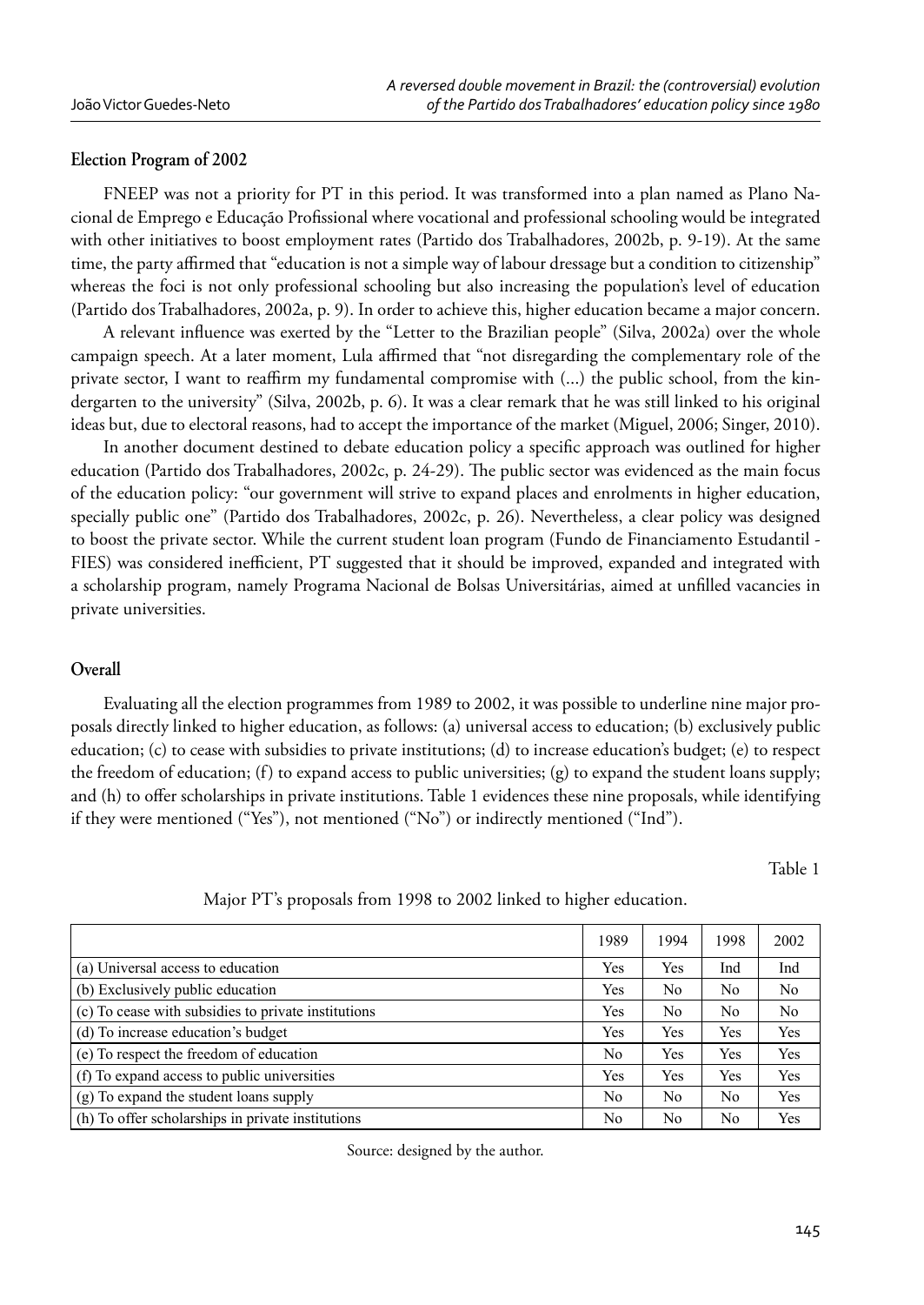### Election Program of 2002

FNEEP was not a priority for PT in this period. It was transformed into a plan named as Plano Nacional de Emprego e Educação Profissional where vocational and professional schooling would be integrated with other initiatives to boost employment rates (Partido dos Trabalhadores, 2002b, p. 9-19). At the same time, the party affirmed that "education is not a simple way of labour dressage but a condition to citizenship" whereas the foci is not only professional schooling but also increasing the population's level of education (Partido dos Trabalhadores, 2002a, p. 9). In order to achieve this, higher education became a major concern.

A relevant influence was exerted by the "Letter to the Brazilian people" (Silva, 2002a) over the whole campaign speech. At a later moment, Lula affirmed that "not disregarding the complementary role of the private sector, I want to reaffirm my fundamental compromise with (...) the public school, from the kindergarten to the university" (Silva, 2002b, p. 6). It was a clear remark that he was still linked to his original ideas but, due to electoral reasons, had to accept the importance of the market (Miguel, 2006; Singer, 2010).

In another document destined to debate education policy a specific approach was outlined for higher education (Partido dos Trabalhadores, 2002c, p. 24-29). The public sector was evidenced as the main focus of the education policy: "our government will strive to expand places and enrolments in higher education, specially public one" (Partido dos Trabalhadores, 2002c, p. 26). Nevertheless, a clear policy was designed to boost the private sector. While the current student loan program (Fundo de Financiamento Estudantil - FIES) was considered inefficient, PT suggested that it should be improved, expanded and integrated with a scholarship program, namely Programa Nacional de Bolsas Universitárias, aimed at unfilled vacancies in private universities.

### Overall

Evaluating all the election programmes from 1989 to 2002, it was possible to underline nine major proposals directly linked to higher education, as follows: (a) universal access to education; (b) exclusively public education; (c) to cease with subsidies to private institutions; (d) to increase education's budget; (e) to respect the freedom of education; (f) to expand access to public universities; (g) to expand the student loans supply; and (h) to offer scholarships in private institutions. Table 1 evidences these nine proposals, while identifying if they were mentioned ("Yes"), not mentioned ("No") or indirectly mentioned ("Ind").

Table 1

Major PT's proposals from 1998 to 2002 linked to higher education.

| | 1989 | 1994 | 1998 | 2002 |
|---|---|---|---|---|
| (a) Universal access to education | Yes | Yes | Ind | Ind |
| (b) Exclusively public education | Yes | No | No | No |
| (c) To cease with subsidies to private institutions | Yes | No | No | No |
| (d) To increase education's budget | Yes | Yes | Yes | Yes |
| (e) To respect the freedom of education | No | Yes | Yes | Yes |
| (f) To expand access to public universities | Yes | Yes | Yes | Yes |
| (g) To expand the student loans supply | No | No | No | Yes |
| (h) To offer scholarships in private institutions | No | No | No | Yes |

Source: designed by the author.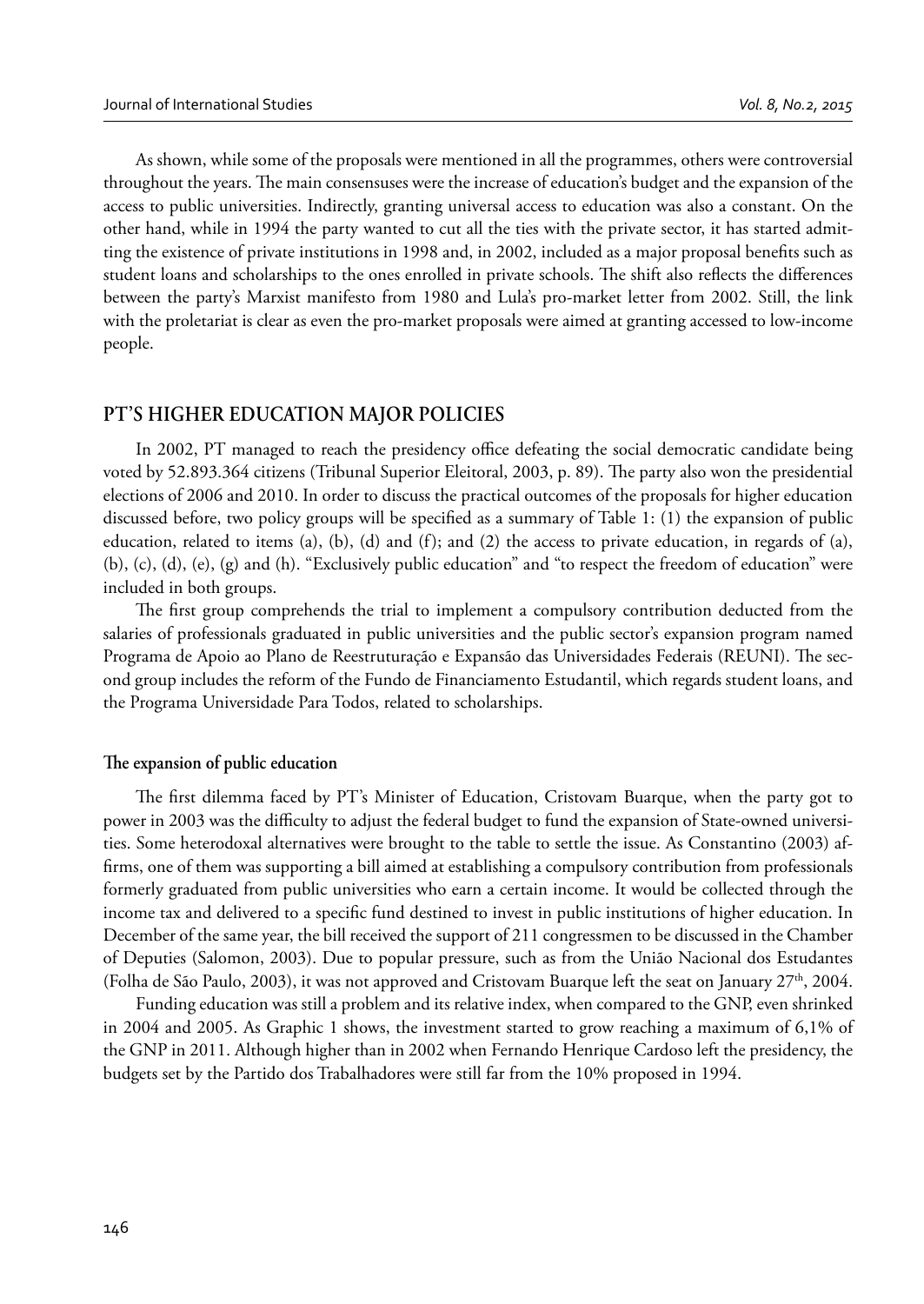As shown, while some of the proposals were mentioned in all the programmes, others were controversial throughout the years. The main consensuses were the increase of education's budget and the expansion of the access to public universities. Indirectly, granting universal access to education was also a constant. On the other hand, while in 1994 the party wanted to cut all the ties with the private sector, it has started admitting the existence of private institutions in 1998 and, in 2002, included as a major proposal benefits such as student loans and scholarships to the ones enrolled in private schools. The shift also reflects the differences between the party's Marxist manifesto from 1980 and Lula's pro-market letter from 2002. Still, the link with the proletariat is clear as even the pro-market proposals were aimed at granting accessed to low-income people.

## PT'S HIGHER EDUCATION MAJOR POLICIES

In 2002, PT managed to reach the presidency office defeating the social democratic candidate being voted by 52.893.364 citizens (Tribunal Superior Eleitoral, 2003, p. 89). The party also won the presidential elections of 2006 and 2010. In order to discuss the practical outcomes of the proposals for higher education discussed before, two policy groups will be specified as a summary of Table 1: (1) the expansion of public education, related to items (a), (b), (d) and (f); and (2) the access to private education, in regards of (a), (b), (c), (d), (e), (g) and (h). "Exclusively public education" and "to respect the freedom of education" were included in both groups.

The first group comprehends the trial to implement a compulsory contribution deducted from the salaries of professionals graduated in public universities and the public sector's expansion program named Programa de Apoio ao Plano de Reestruturação e Expansão das Universidades Federais (REUNI). The second group includes the reform of the Fundo de Financiamento Estudantil, which regards student loans, and the Programa Universidade Para Todos, related to scholarships.

### The expansion of public education

The first dilemma faced by PT's Minister of Education, Cristovam Buarque, when the party got to power in 2003 was the difficulty to adjust the federal budget to fund the expansion of State-owned universities. Some heterodoxal alternatives were brought to the table to settle the issue. As Constantino (2003) affirms, one of them was supporting a bill aimed at establishing a compulsory contribution from professionals formerly graduated from public universities who earn a certain income. It would be collected through the income tax and delivered to a specific fund destined to invest in public institutions of higher education. In December of the same year, the bill received the support of 211 congressmen to be discussed in the Chamber of Deputies (Salomon, 2003). Due to popular pressure, such as from the União Nacional dos Estudantes (Folha de São Paulo, 2003), it was not approved and Cristovam Buarque left the seat on January 27th, 2004.

Funding education was still a problem and its relative index, when compared to the GNP, even shrinked in 2004 and 2005. As Graphic 1 shows, the investment started to grow reaching a maximum of 6,1% of the GNP in 2011. Although higher than in 2002 when Fernando Henrique Cardoso left the presidency, the budgets set by the Partido dos Trabalhadores were still far from the 10% proposed in 1994.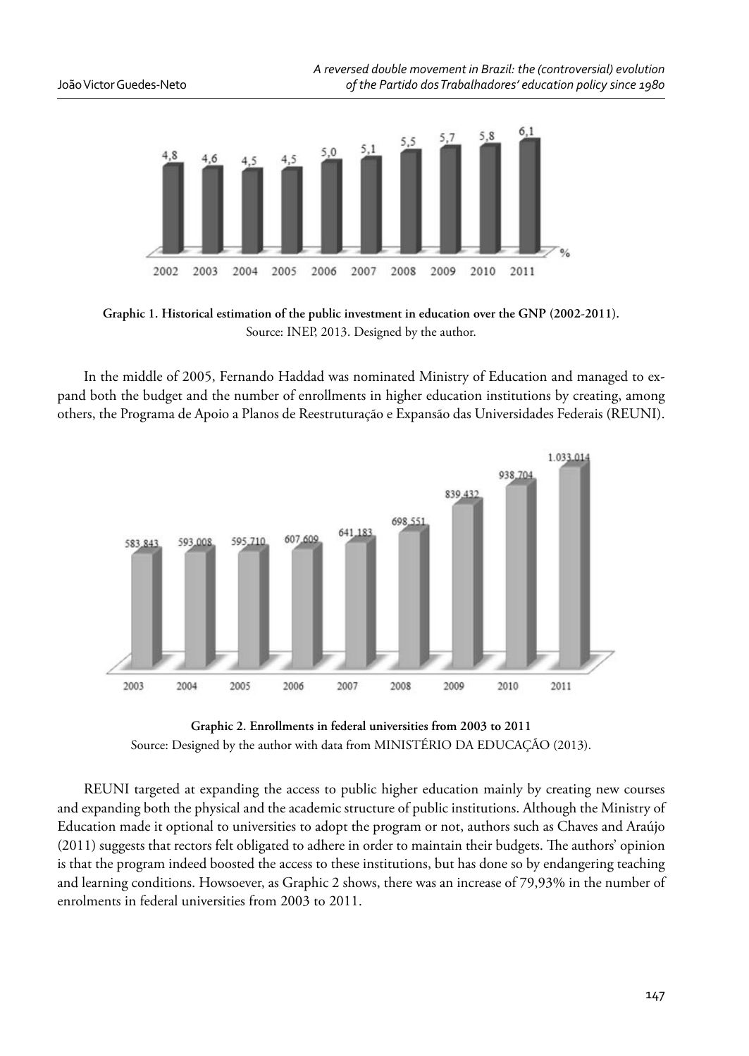**Graphic 1. Historical estimation of the public investment in education over the GNP (2002-2011).**
Source: INEP, 2013. Designed by the author.

In the middle of 2005, Fernando Haddad was nominated Ministry of Education and managed to expand both the budget and the number of enrollments in higher education institutions by creating, among others, the Programa de Apoio a Planos de Reestruturação e Expansão das Universidades Federais (REUNI).

**Graphic 2. Enrollments in federal universities from 2003 to 2011**
Source: Designed by the author with data from MINISTÉRIO DA EDUCAÇÃO (2013).

REUNI targeted at expanding the access to public higher education mainly by creating new courses and expanding both the physical and the academic structure of public institutions. Although the Ministry of Education made it optional to universities to adopt the program or not, authors such as Chaves and Araújo (2011) suggests that rectors felt obligated to adhere in order to maintain their budgets. The authors' opinion is that the program indeed boosted the access to these institutions, but has done so by endangering teaching and learning conditions. Howsoever, as Graphic 2 shows, there was an increase of 79,93% in the number of enrolments in federal universities from 2003 to 2011.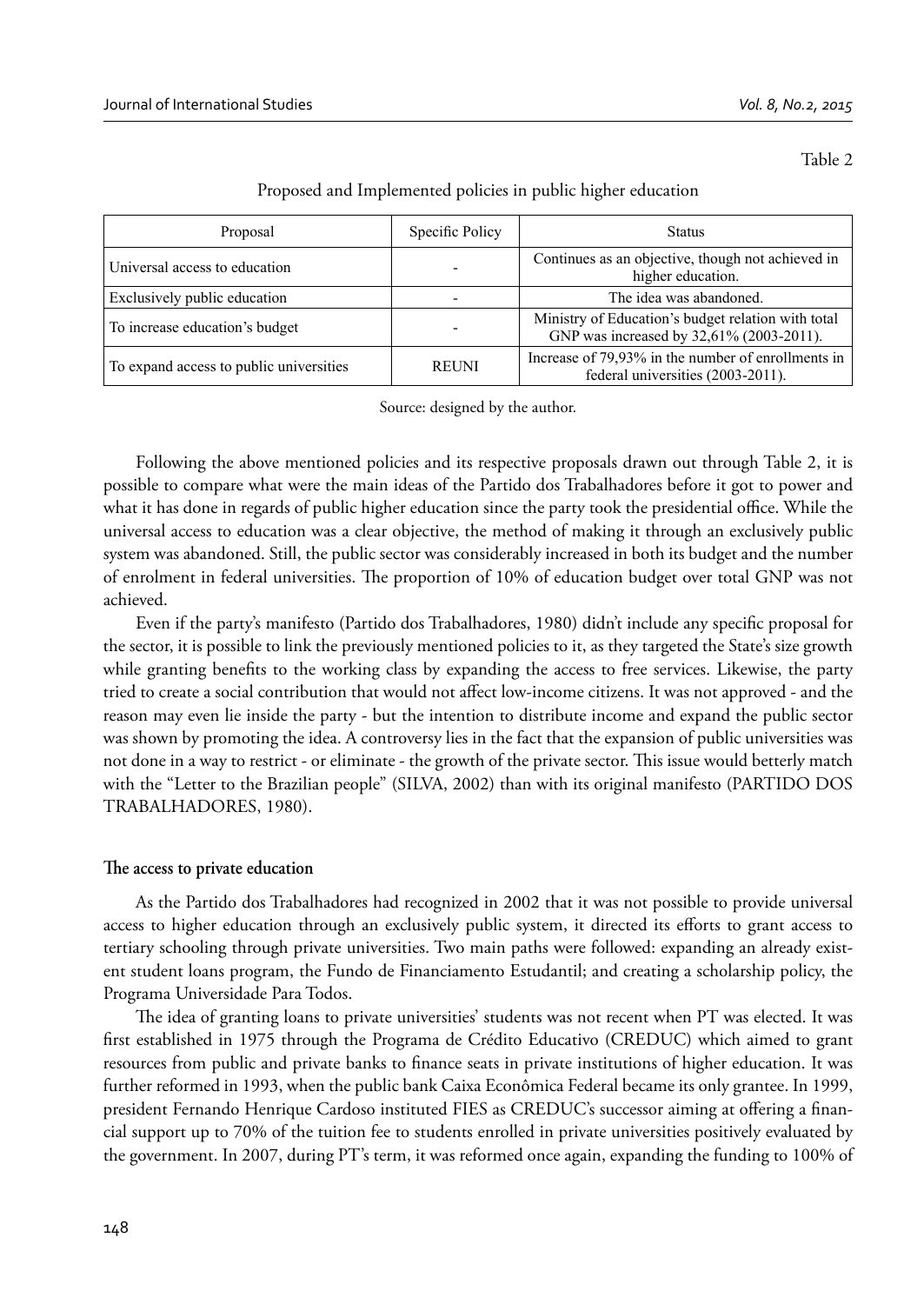Table 2

Proposed and Implemented policies in public higher education

| Proposal | Specific Policy | Status |
|---|---|---|
| Universal access to education | - | Continues as an objective, though not achieved in higher education. |
| Exclusively public education | - | The idea was abandoned. |
| To increase education's budget | - | Ministry of Education's budget relation with total GNP was increased by 32,61% (2003-2011). |
| To expand access to public universities | REUNI | Increase of 79,93% in the number of enrollments in federal universities (2003-2011). |

Source: designed by the author.

Following the above mentioned policies and its respective proposals drawn out through Table 2, it is possible to compare what were the main ideas of the Partido dos Trabalhadores before it got to power and what it has done in regards of public higher education since the party took the presidential office. While the universal access to education was a clear objective, the method of making it through an exclusively public system was abandoned. Still, the public sector was considerably increased in both its budget and the number of enrolment in federal universities. The proportion of 10% of education budget over total GNP was not achieved.

Even if the party's manifesto (Partido dos Trabalhadores, 1980) didn't include any specific proposal for the sector, it is possible to link the previously mentioned policies to it, as they targeted the State's size growth while granting benefits to the working class by expanding the access to free services. Likewise, the party tried to create a social contribution that would not affect low-income citizens. It was not approved - and the reason may even lie inside the party - but the intention to distribute income and expand the public sector was shown by promoting the idea. A controversy lies in the fact that the expansion of public universities was not done in a way to restrict - or eliminate - the growth of the private sector. This issue would betterly match with the "Letter to the Brazilian people" (SILVA, 2002) than with its original manifesto (PARTIDO DOS TRABALHADORES, 1980).

## The access to private education

As the Partido dos Trabalhadores had recognized in 2002 that it was not possible to provide universal access to higher education through an exclusively public system, it directed its efforts to grant access to tertiary schooling through private universities. Two main paths were followed: expanding an already existent student loans program, the Fundo de Financiamento Estudantil; and creating a scholarship policy, the Programa Universidade Para Todos.

The idea of granting loans to private universities' students was not recent when PT was elected. It was first established in 1975 through the Programa de Crédito Educativo (CREDUC) which aimed to grant resources from public and private banks to finance seats in private institutions of higher education. It was further reformed in 1993, when the public bank Caixa Econômica Federal became its only grantee. In 1999, president Fernando Henrique Cardoso instituted FIES as CREDUC's successor aiming at offering a financial support up to 70% of the tuition fee to students enrolled in private universities positively evaluated by the government. In 2007, during PT's term, it was reformed once again, expanding the funding to 100% of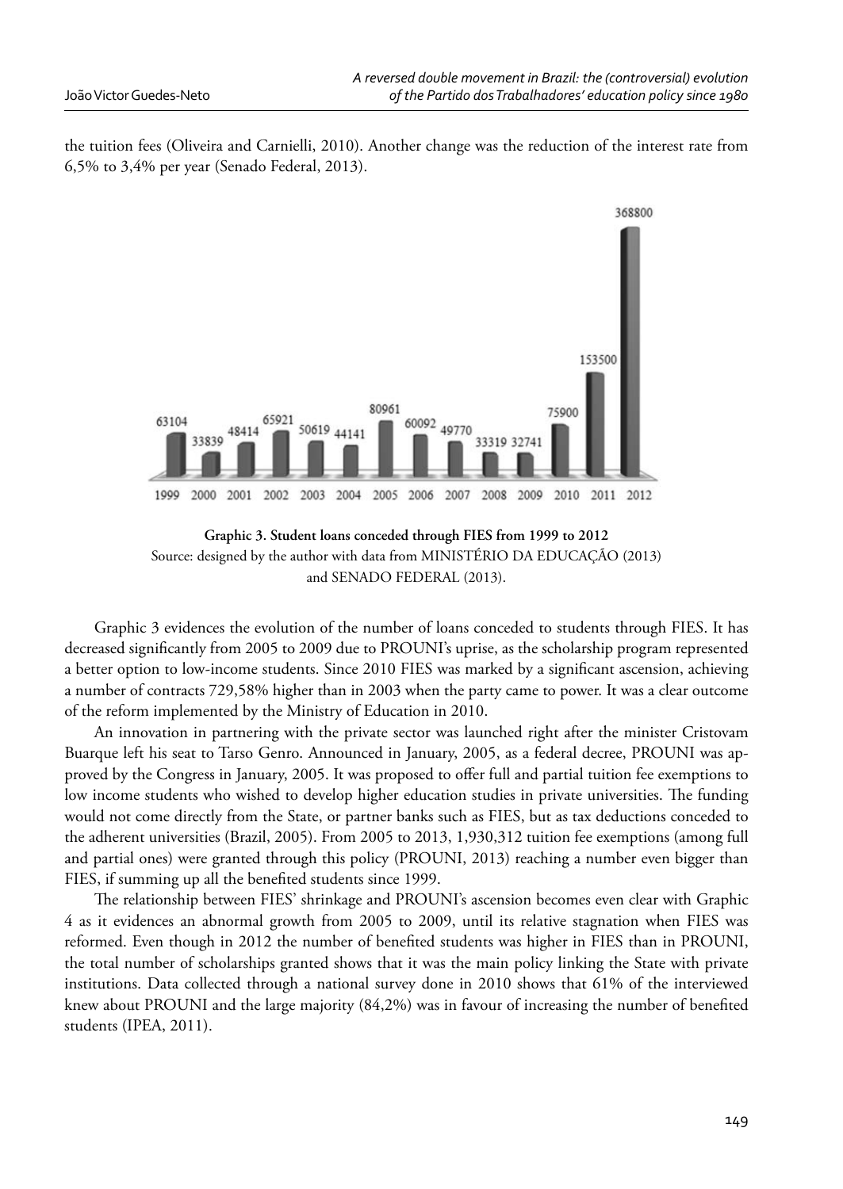the tuition fees (Oliveira and Carnielli, 2010). Another change was the reduction of the interest rate from 6,5% to 3,4% per year (Senado Federal, 2013).

| 1999 | 2000 | 2001 | 2002 | 2003 | 2004 | 2005 | 2006 | 2007 | 2008 | 2009 | 2010 | 2011 | 2012 |
|---|---|---|---|---|---|---|---|---|---|---|---|---|---|
| 63104 | 33839 | 48414 | 65921 | 50619 | 44141 | 80961 | 60092 | 49770 | 33319 | 32741 | 75900 | 153500 | 368800 |

**Graphic 3. Student loans conceded through FIES from 1999 to 2012**
Source: designed by the author with data from MINISTÉRIO DA EDUCAÇÃO (2013) and SENADO FEDERAL (2013).

Graphic 3 evidences the evolution of the number of loans conceded to students through FIES. It has decreased significantly from 2005 to 2009 due to PROUNI's uprise, as the scholarship program represented a better option to low-income students. Since 2010 FIES was marked by a significant ascension, achieving a number of contracts 729,58% higher than in 2003 when the party came to power. It was a clear outcome of the reform implemented by the Ministry of Education in 2010.

An innovation in partnering with the private sector was launched right after the minister Cristovam Buarque left his seat to Tarso Genro. Announced in January, 2005, as a federal decree, PROUNI was approved by the Congress in January, 2005. It was proposed to offer full and partial tuition fee exemptions to low income students who wished to develop higher education studies in private universities. The funding would not come directly from the State, or partner banks such as FIES, but as tax deductions conceded to the adherent universities (Brazil, 2005). From 2005 to 2013, 1,930,312 tuition fee exemptions (among full and partial ones) were granted through this policy (PROUNI, 2013) reaching a number even bigger than FIES, if summing up all the benefited students since 1999.

The relationship between FIES' shrinkage and PROUNI's ascension becomes even clear with Graphic 4 as it evidences an abnormal growth from 2005 to 2009, until its relative stagnation when FIES was reformed. Even though in 2012 the number of benefited students was higher in FIES than in PROUNI, the total number of scholarships granted shows that it was the main policy linking the State with private institutions. Data collected through a national survey done in 2010 shows that 61% of the interviewed knew about PROUNI and the large majority (84,2%) was in favour of increasing the number of benefited students (IPEA, 2011).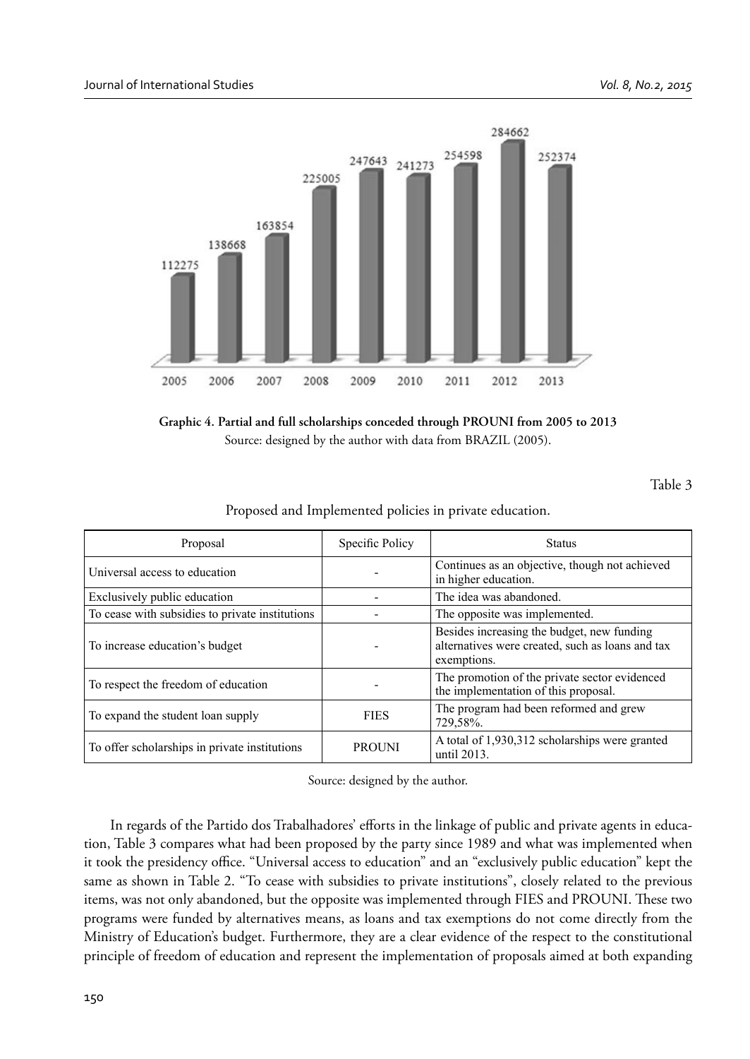**Graphic 4. Partial and full scholarships conceded through PROUNI from 2005 to 2013**

Source: designed by the author with data from BRAZIL (2005).

Table 3

Proposed and Implemented policies in private education.

| Proposal | Specific Policy | Status |
|---|---|---|
| Universal access to education | - | Continues as an objective, though not achieved in higher education. |
| Exclusively public education | - | The idea was abandoned. |
| To cease with subsidies to private institutions | - | The opposite was implemented. |
| To increase education's budget | - | Besides increasing the budget, new funding alternatives were created, such as loans and tax exemptions. |
| To respect the freedom of education | - | The promotion of the private sector evidenced the implementation of this proposal. |
| To expand the student loan supply | FIES | The program had been reformed and grew 729,58%. |
| To offer scholarships in private institutions | PROUNI | A total of 1,930,312 scholarships were granted until 2013. |

Source: designed by the author.

In regards of the Partido dos Trabalhadores' efforts in the linkage of public and private agents in education, Table 3 compares what had been proposed by the party since 1989 and what was implemented when it took the presidency office. "Universal access to education" and an "exclusively public education" kept the same as shown in Table 2. "To cease with subsidies to private institutions", closely related to the previous items, was not only abandoned, but the opposite was implemented through FIES and PROUNI. These two programs were funded by alternatives means, as loans and tax exemptions do not come directly from the Ministry of Education's budget. Furthermore, they are a clear evidence of the respect to the constitutional principle of freedom of education and represent the implementation of proposals aimed at both expanding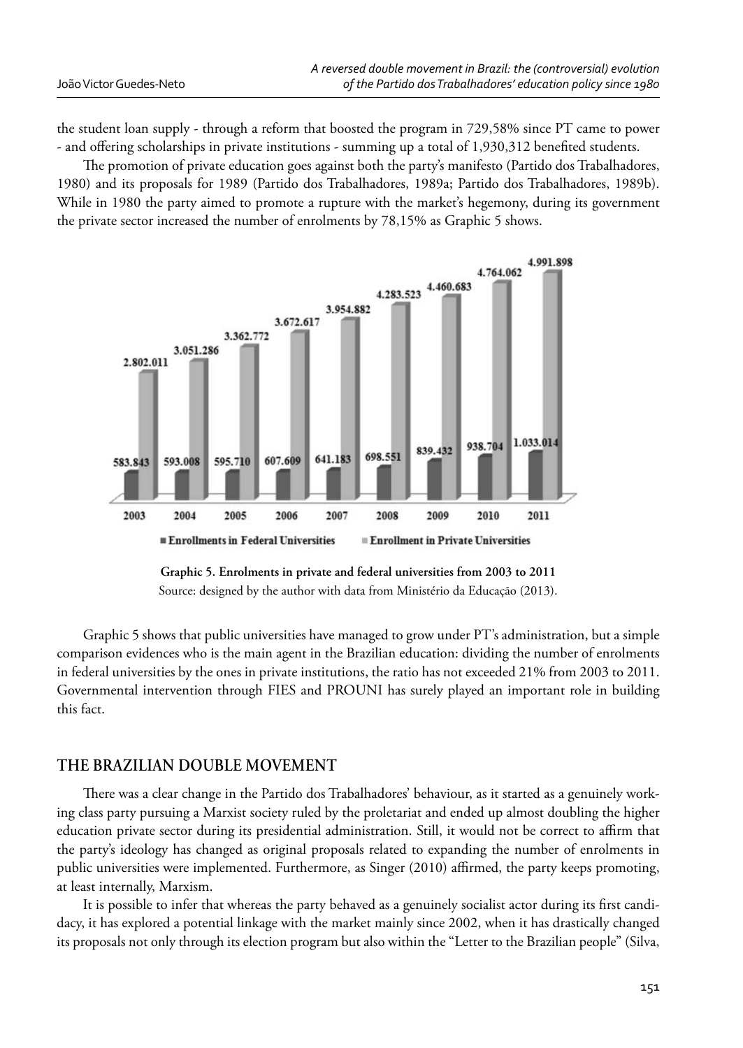the student loan supply - through a reform that boosted the program in 729,58% since PT came to power - and offering scholarships in private institutions - summing up a total of 1,930,312 benefited students.

The promotion of private education goes against both the party's manifesto (Partido dos Trabalhadores, 1980) and its proposals for 1989 (Partido dos Trabalhadores, 1989a; Partido dos Trabalhadores, 1989b). While in 1980 the party aimed to promote a rupture with the market's hegemony, during its government the private sector increased the number of enrolments by 78,15% as Graphic 5 shows.

| Year | Enrollments in Federal Universities | Enrollment in Private Universities |
|---|---|---|
| 2003 | 583.843 | 2.802.011 |
| 2004 | 593.008 | 3.051.286 |
| 2005 | 595.710 | 3.362.772 |
| 2006 | 607.609 | 3.672.617 |
| 2007 | 641.183 | 3.954.882 |
| 2008 | 698.551 | 4.283.523 |
| 2009 | 839.432 | 4.460.683 |
| 2010 | 938.704 | 4.764.062 |
| 2011 | 1.033.014 | 4.991.898 |

**Graphic 5. Enrolments in private and federal universities from 2003 to 2011**
Source: designed by the author with data from Ministério da Educação (2013).

Graphic 5 shows that public universities have managed to grow under PT's administration, but a simple comparison evidences who is the main agent in the Brazilian education: dividing the number of enrolments in federal universities by the ones in private institutions, the ratio has not exceeded 21% from 2003 to 2011. Governmental intervention through FIES and PROUNI has surely played an important role in building this fact.

## THE BRAZILIAN DOUBLE MOVEMENT

There was a clear change in the Partido dos Trabalhadores' behaviour, as it started as a genuinely working class party pursuing a Marxist society ruled by the proletariat and ended up almost doubling the higher education private sector during its presidential administration. Still, it would not be correct to affirm that the party's ideology has changed as original proposals related to expanding the number of enrolments in public universities were implemented. Furthermore, as Singer (2010) affirmed, the party keeps promoting, at least internally, Marxism.

It is possible to infer that whereas the party behaved as a genuinely socialist actor during its first candidacy, it has explored a potential linkage with the market mainly since 2002, when it has drastically changed its proposals not only through its election program but also within the "Letter to the Brazilian people" (Silva,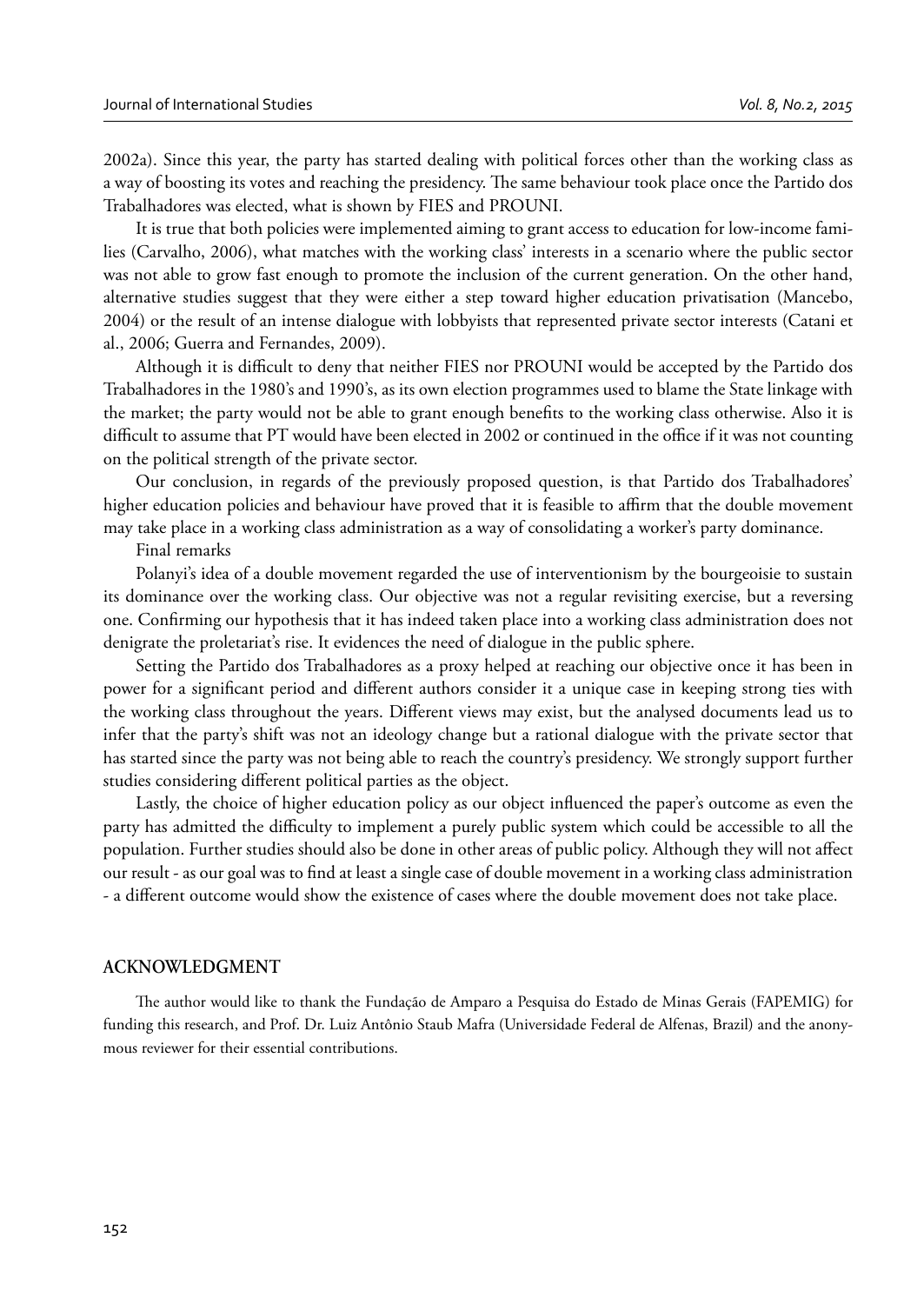2002a). Since this year, the party has started dealing with political forces other than the working class as a way of boosting its votes and reaching the presidency. The same behaviour took place once the Partido dos Trabalhadores was elected, what is shown by FIES and PROUNI.

It is true that both policies were implemented aiming to grant access to education for low-income families (Carvalho, 2006), what matches with the working class' interests in a scenario where the public sector was not able to grow fast enough to promote the inclusion of the current generation. On the other hand, alternative studies suggest that they were either a step toward higher education privatisation (Mancebo, 2004) or the result of an intense dialogue with lobbyists that represented private sector interests (Catani et al., 2006; Guerra and Fernandes, 2009).

Although it is difficult to deny that neither FIES nor PROUNI would be accepted by the Partido dos Trabalhadores in the 1980's and 1990's, as its own election programmes used to blame the State linkage with the market; the party would not be able to grant enough benefits to the working class otherwise. Also it is difficult to assume that PT would have been elected in 2002 or continued in the office if it was not counting on the political strength of the private sector.

Our conclusion, in regards of the previously proposed question, is that Partido dos Trabalhadores' higher education policies and behaviour have proved that it is feasible to affirm that the double movement may take place in a working class administration as a way of consolidating a worker's party dominance.

## Final remarks

Polanyi's idea of a double movement regarded the use of interventionism by the bourgeoisie to sustain its dominance over the working class. Our objective was not a regular revisiting exercise, but a reversing one. Confirming our hypothesis that it has indeed taken place into a working class administration does not denigrate the proletariat's rise. It evidences the need of dialogue in the public sphere.

Setting the Partido dos Trabalhadores as a proxy helped at reaching our objective once it has been in power for a significant period and different authors consider it a unique case in keeping strong ties with the working class throughout the years. Different views may exist, but the analysed documents lead us to infer that the party's shift was not an ideology change but a rational dialogue with the private sector that has started since the party was not being able to reach the country's presidency. We strongly support further studies considering different political parties as the object.

Lastly, the choice of higher education policy as our object influenced the paper's outcome as even the party has admitted the difficulty to implement a purely public system which could be accessible to all the population. Further studies should also be done in other areas of public policy. Although they will not affect our result - as our goal was to find at least a single case of double movement in a working class administration - a different outcome would show the existence of cases where the double movement does not take place.

## ACKNOWLEDGMENT

The author would like to thank the Fundação de Amparo a Pesquisa do Estado de Minas Gerais (FAPEMIG) for funding this research, and Prof. Dr. Luiz Antônio Staub Mafra (Universidade Federal de Alfenas, Brazil) and the anonymous reviewer for their essential contributions.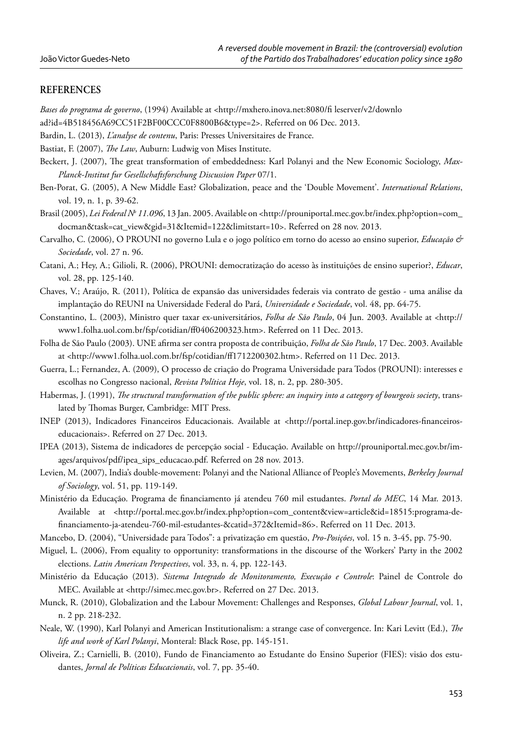## REFERENCES

*Bases do programa de governo*, (1994) Available at <http://mxhero.inova.net:8080/fi leserver/v2/download?id=4B518456A69CC51F2BF00CCC0F8800B6&type=2>. Referred on 06 Dec. 2013.

Bardin, L. (2013), *L'analyse de contenu*, Paris: Presses Universitaires de France.

Bastiat, F. (2007), *The Law*, Auburn: Ludwig von Mises Institute.

Beckert, J. (2007), The great transformation of embeddedness: Karl Polanyi and the New Economic Sociology, *Max-Planck-Institut fur Gesellschaftsforschung Discussion Paper* 07/1.

Ben-Porat, G. (2005), A New Middle East? Globalization, peace and the 'Double Movement'. *International Relations*, vol. 19, n. 1, p. 39-62.

Brasil (2005), *Lei Federal Nº 11.096*, 13 Jan. 2005. Available on <http://prouniportal.mec.gov.br/index.php?option=com_docman&task=cat_view&gid=31&Itemid=122&limitstart=10>. Referred on 28 nov. 2013.

Carvalho, C. (2006), O PROUNI no governo Lula e o jogo político em torno do acesso ao ensino superior, *Educação & Sociedade*, vol. 27 n. 96.

Catani, A.; Hey, A.; Gilioli, R. (2006), PROUNI: democratização do acesso às instituições de ensino superior?, *Educar*, vol. 28, pp. 125-140.

Chaves, V.; Araújo, R. (2011), Política de expansão das universidades federais via contrato de gestão - uma análise da implantação do REUNI na Universidade Federal do Pará, *Universidade e Sociedade*, vol. 48, pp. 64-75.

Constantino, L. (2003), Ministro quer taxar ex-universitários, *Folha de São Paulo*, 04 Jun. 2003. Available at <http://www1.folha.uol.com.br/fsp/cotidian/ff0406200323.htm>. Referred on 11 Dec. 2013.

Folha de São Paulo (2003). UNE afirma ser contra proposta de contribuição, *Folha de São Paulo*, 17 Dec. 2003. Available at <http://www1.folha.uol.com.br/fsp/cotidian/ff1712200302.htm>. Referred on 11 Dec. 2013.

Guerra, L.; Fernandez, A. (2009), O processo de criação do Programa Universidade para Todos (PROUNI): interesses e escolhas no Congresso nacional, *Revista Política Hoje*, vol. 18, n. 2, pp. 280-305.

Habermas, J. (1991), *The structural transformation of the public sphere: an inquiry into a category of bourgeois society*, translated by Thomas Burger, Cambridge: MIT Press.

INEP (2013), Indicadores Financeiros Educacionais. Available at <http://portal.inep.gov.br/indicadores-financeiros-educacionais>. Referred on 27 Dec. 2013.

IPEA (2013), Sistema de indicadores de percepção social - Educação. Available on http://prouniportal.mec.gov.br/images/arquivos/pdf/ipea_sips_educacao.pdf. Referred on 28 nov. 2013.

Levien, M. (2007), India's double-movement: Polanyi and the National Alliance of People's Movements, *Berkeley Journal of Sociology*, vol. 51, pp. 119-149.

Ministério da Educação. Programa de financiamento já atendeu 760 mil estudantes. *Portal do MEC*, 14 Mar. 2013. Available at <http://portal.mec.gov.br/index.php?option=com_content&view=article&id=18515:programa-de-financiamento-ja-atendeu-760-mil-estudantes-&catid=372&Itemid=86>. Referred on 11 Dec. 2013.

Mancebo, D. (2004), "Universidade para Todos": a privatização em questão, *Pro-Posições*, vol. 15 n. 3-45, pp. 75-90.

Miguel, L. (2006), From equality to opportunity: transformations in the discourse of the Workers' Party in the 2002 elections. *Latin American Perspectives*, vol. 33, n. 4, pp. 122-143.

Ministério da Educação (2013). *Sistema Integrado de Monitoramento, Execução e Controle*: Painel de Controle do MEC. Available at <http://simec.mec.gov.br>. Referred on 27 Dec. 2013.

Munck, R. (2010), Globalization and the Labour Movement: Challenges and Responses, *Global Labour Journal*, vol. 1, n. 2 pp. 218-232.

Neale, W. (1990), Karl Polanyi and American Institutionalism: a strange case of convergence. In: Kari Levitt (Ed.), *The life and work of Karl Polanyi*, Monteral: Black Rose, pp. 145-151.

Oliveira, Z.; Carnielli, B. (2010), Fundo de Financiamento ao Estudante do Ensino Superior (FIES): visão dos estudantes, *Jornal de Políticas Educacionais*, vol. 7, pp. 35-40.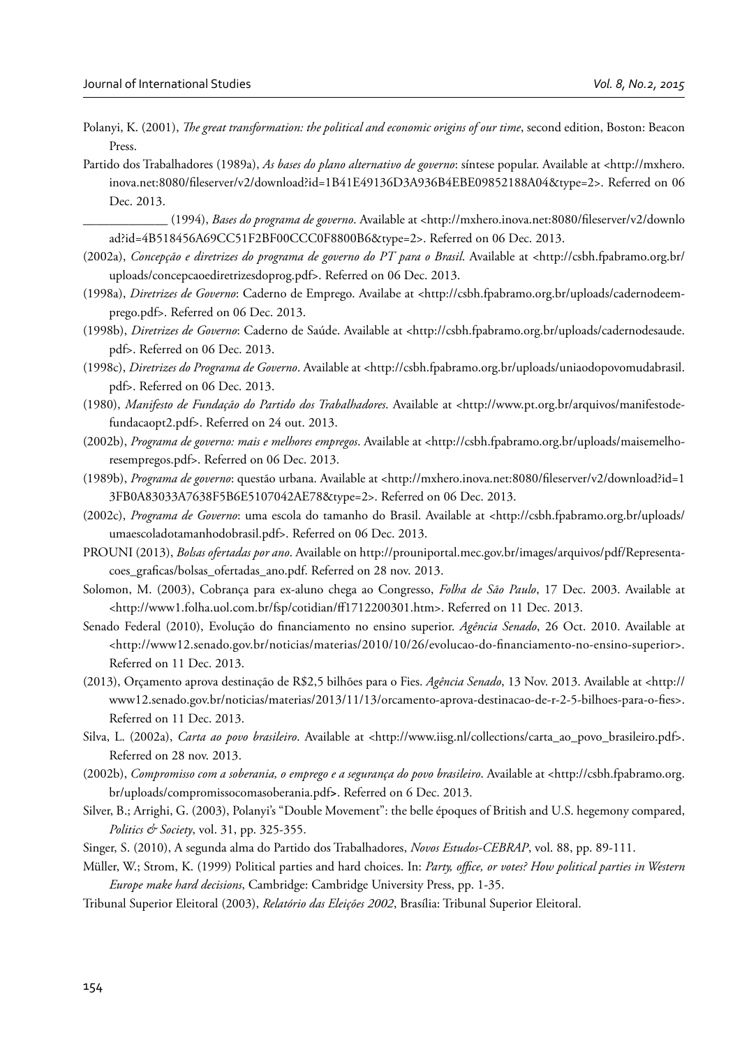Polanyi, K. (2001), *The great transformation: the political and economic origins of our time*, second edition, Boston: Beacon Press.

Partido dos Trabalhadores (1989a), *As bases do plano alternativo de governo*: síntese popular. Available at <http://mxhero.inova.net:8080/fileserver/v2/download?id=1B41E49136D3A936B4EBE09852188A04&type=2>. Referred on 06 Dec. 2013.

_____________ (1994), *Bases do programa de governo*. Available at <http://mxhero.inova.net:8080/fileserver/v2/download?id=4B518456A69CC51F2BF00CCC0F8800B6&type=2>. Referred on 06 Dec. 2013.

(2002a), *Concepção e diretrizes do programa de governo do PT para o Brasil*. Available at <http://csbh.fpabramo.org.br/uploads/concepcaoediretrizesdoprog.pdf>. Referred on 06 Dec. 2013.

(1998a), *Diretrizes de Governo*: Caderno de Emprego. Availabe at <http://csbh.fpabramo.org.br/uploads/cadernodeemprego.pdf>. Referred on 06 Dec. 2013.

(1998b), *Diretrizes de Governo*: Caderno de Saúde. Available at <http://csbh.fpabramo.org.br/uploads/cadernodesaude.pdf>. Referred on 06 Dec. 2013.

(1998c), *Diretrizes do Programa de Governo*. Available at <http://csbh.fpabramo.org.br/uploads/uniaodopovomudabrasil.pdf>. Referred on 06 Dec. 2013.

(1980), *Manifesto de Fundação do Partido dos Trabalhadores*. Available at <http://www.pt.org.br/arquivos/manifestodefundacaopt2.pdf>. Referred on 24 out. 2013.

(2002b), *Programa de governo: mais e melhores empregos*. Available at <http://csbh.fpabramo.org.br/uploads/maisemelhoresempregos.pdf>. Referred on 06 Dec. 2013.

(1989b), *Programa de governo*: questão urbana. Available at <http://mxhero.inova.net:8080/fileserver/v2/download?id=13FB0A83033A7638F5B6E5107042AE78&type=2>. Referred on 06 Dec. 2013.

(2002c), *Programa de Governo*: uma escola do tamanho do Brasil. Available at <http://csbh.fpabramo.org.br/uploads/umaescoladotamanhodobrasil.pdf>. Referred on 06 Dec. 2013.

PROUNI (2013), *Bolsas ofertadas por ano*. Available on http://prouniportal.mec.gov.br/images/arquivos/pdf/Representacoes_graficas/bolsas_ofertadas_ano.pdf. Referred on 28 nov. 2013.

Solomon, M. (2003), Cobrança para ex-aluno chega ao Congresso, *Folha de São Paulo*, 17 Dec. 2003. Available at <http://www1.folha.uol.com.br/fsp/cotidian/ff1712200301.htm>. Referred on 11 Dec. 2013.

Senado Federal (2010), Evolução do financiamento no ensino superior. *Agência Senado*, 26 Oct. 2010. Available at <http://www12.senado.gov.br/noticias/materias/2010/10/26/evolucao-do-financiamento-no-ensino-superior>. Referred on 11 Dec. 2013.

(2013), Orçamento aprova destinação de R$2,5 bilhões para o Fies. *Agência Senado*, 13 Nov. 2013. Available at <http://www12.senado.gov.br/noticias/materias/2013/11/13/orcamento-aprova-destinacao-de-r-2-5-bilhoes-para-o-fies>. Referred on 11 Dec. 2013.

Silva, L. (2002a), *Carta ao povo brasileiro*. Available at <http://www.iisg.nl/collections/carta_ao_povo_brasileiro.pdf>. Referred on 28 nov. 2013.

(2002b), *Compromisso com a soberania, o emprego e a segurança do povo brasileiro*. Available at <http://csbh.fpabramo.org.br/uploads/compromissocomasoberania.pdf>. Referred on 6 Dec. 2013.

Silver, B.; Arrighi, G. (2003), Polanyi's "Double Movement": the belle époques of British and U.S. hegemony compared, *Politics & Society*, vol. 31, pp. 325-355.

Singer, S. (2010), A segunda alma do Partido dos Trabalhadores, *Novos Estudos-CEBRAP*, vol. 88, pp. 89-111.

Müller, W.; Strom, K. (1999) Political parties and hard choices. In: *Party, office, or votes? How political parties in Western Europe make hard decisions*, Cambridge: Cambridge University Press, pp. 1-35.

Tribunal Superior Eleitoral (2003), *Relatório das Eleições 2002*, Brasília: Tribunal Superior Eleitoral.